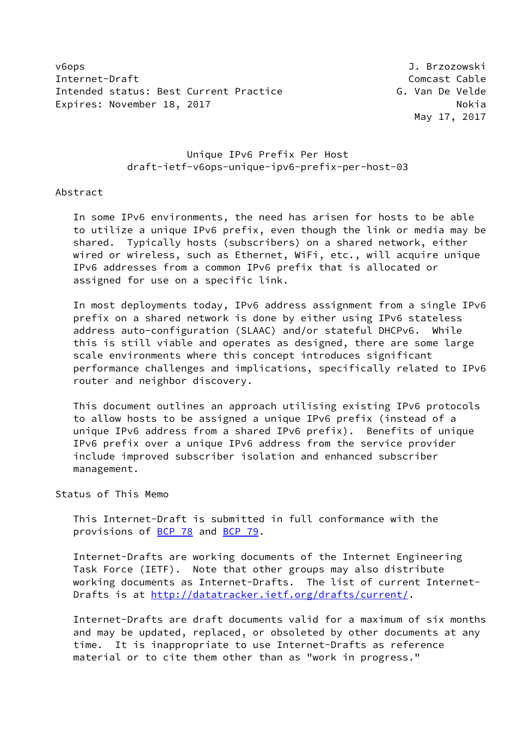v6ops J. Brzozowski
Internet-Draft Comcast Cable
Intended status: Best Current Practice G. Van De Velde
Expires: November 18, 2017 Nokia
May 17, 2017

# Unique IPv6 Prefix Per Host
draft-ietf-v6ops-unique-ipv6-prefix-per-host-03

## Abstract

In some IPv6 environments, the need has arisen for hosts to be able to utilize a unique IPv6 prefix, even though the link or media may be shared. Typically hosts (subscribers) on a shared network, either wired or wireless, such as Ethernet, WiFi, etc., will acquire unique IPv6 addresses from a common IPv6 prefix that is allocated or assigned for use on a specific link.

In most deployments today, IPv6 address assignment from a single IPv6 prefix on a shared network is done by either using IPv6 stateless address auto-configuration (SLAAC) and/or stateful DHCPv6. While this is still viable and operates as designed, there are some large scale environments where this concept introduces significant performance challenges and implications, specifically related to IPv6 router and neighbor discovery.

This document outlines an approach utilising existing IPv6 protocols to allow hosts to be assigned a unique IPv6 prefix (instead of a unique IPv6 address from a shared IPv6 prefix). Benefits of unique IPv6 prefix over a unique IPv6 address from the service provider include improved subscriber isolation and enhanced subscriber management.

## Status of This Memo

This Internet-Draft is submitted in full conformance with the provisions of BCP 78 and BCP 79.

Internet-Drafts are working documents of the Internet Engineering Task Force (IETF). Note that other groups may also distribute working documents as Internet-Drafts. The list of current Internet-Drafts is at http://datatracker.ietf.org/drafts/current/.

Internet-Drafts are draft documents valid for a maximum of six months and may be updated, replaced, or obsoleted by other documents at any time. It is inappropriate to use Internet-Drafts as reference material or to cite them other than as "work in progress."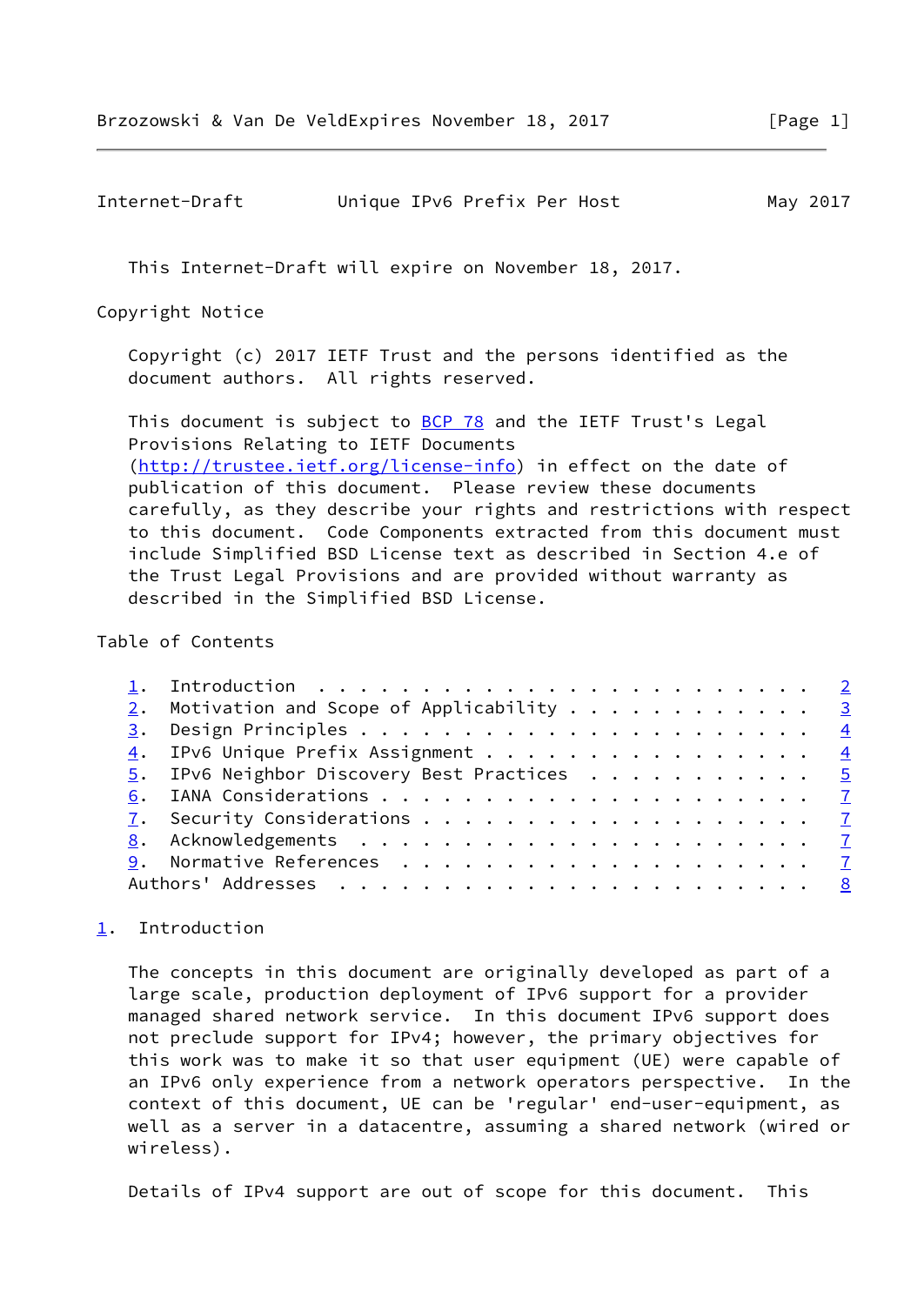This Internet-Draft will expire on November 18, 2017.

## Copyright Notice

Copyright (c) 2017 IETF Trust and the persons identified as the document authors. All rights reserved.

This document is subject to BCP 78 and the IETF Trust's Legal Provisions Relating to IETF Documents (http://trustee.ietf.org/license-info) in effect on the date of publication of this document. Please review these documents carefully, as they describe your rights and restrictions with respect to this document. Code Components extracted from this document must include Simplified BSD License text as described in Section 4.e of the Trust Legal Provisions and are provided without warranty as described in the Simplified BSD License.

## Table of Contents

1. Introduction . . . . . . . . . . . . . . . . . . . . . . . . 2
2. Motivation and Scope of Applicability . . . . . . . . . . . . 3
3. Design Principles . . . . . . . . . . . . . . . . . . . . . . 4
4. IPv6 Unique Prefix Assignment . . . . . . . . . . . . . . . . 4
5. IPv6 Neighbor Discovery Best Practices . . . . . . . . . . . 5
6. IANA Considerations . . . . . . . . . . . . . . . . . . . . . 7
7. Security Considerations . . . . . . . . . . . . . . . . . . . 7
8. Acknowledgements . . . . . . . . . . . . . . . . . . . . . . 7
9. Normative References . . . . . . . . . . . . . . . . . . . . 7

Authors' Addresses . . . . . . . . . . . . . . . . . . . . . . . 8

## 1. Introduction

The concepts in this document are originally developed as part of a large scale, production deployment of IPv6 support for a provider managed shared network service. In this document IPv6 support does not preclude support for IPv4; however, the primary objectives for this work was to make it so that user equipment (UE) were capable of an IPv6 only experience from a network operators perspective. In the context of this document, UE can be 'regular' end-user-equipment, as well as a server in a datacentre, assuming a shared network (wired or wireless).

Details of IPv4 support are out of scope for this document. This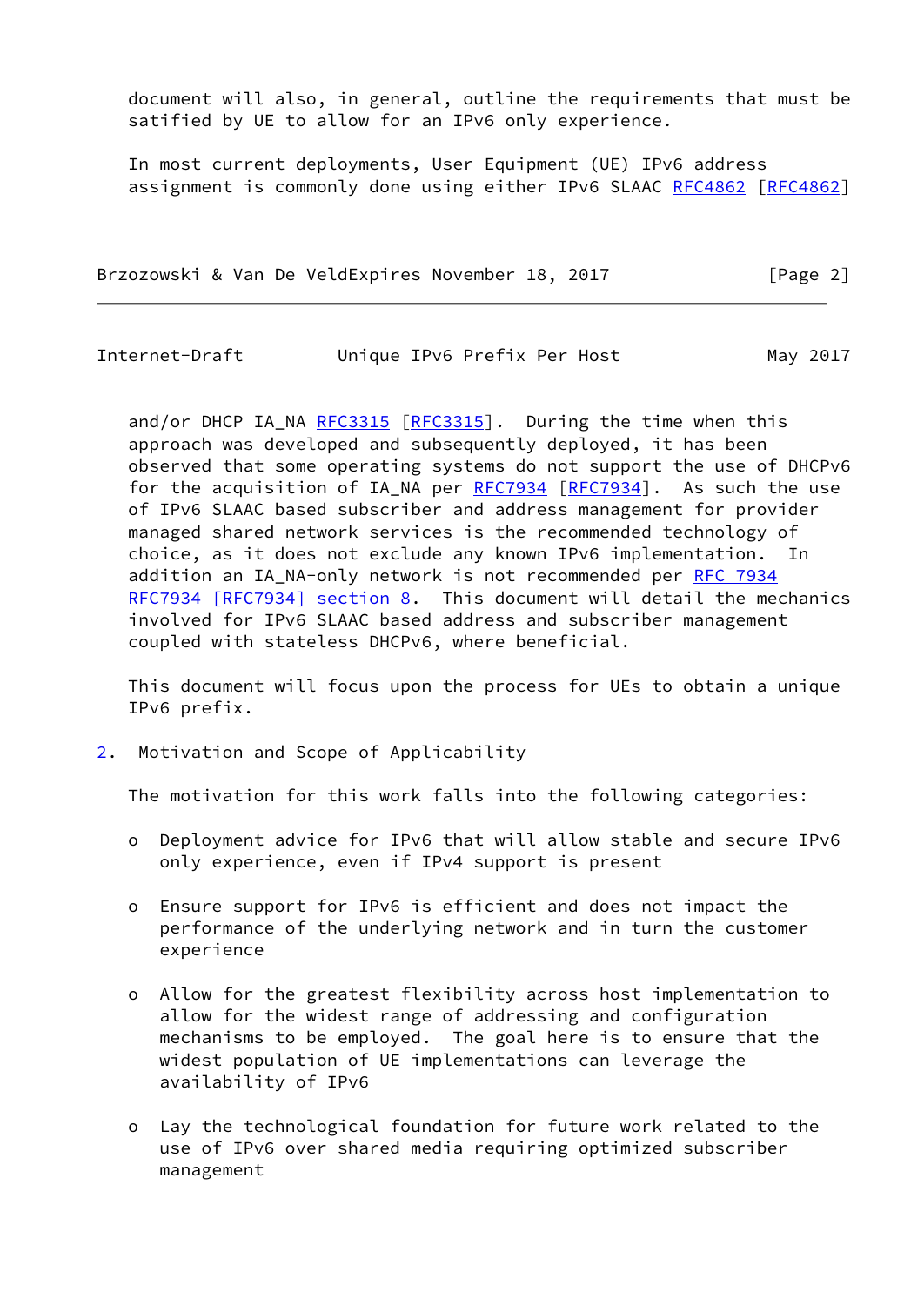document will also, in general, outline the requirements that must be satified by UE to allow for an IPv6 only experience.

In most current deployments, User Equipment (UE) IPv6 address assignment is commonly done using either IPv6 SLAAC RFC4862 [RFC4862] and/or DHCP IA_NA RFC3315 [RFC3315]. During the time when this approach was developed and subsequently deployed, it has been observed that some operating systems do not support the use of DHCPv6 for the acquisition of IA_NA per RFC7934 [RFC7934]. As such the use of IPv6 SLAAC based subscriber and address management for provider managed shared network services is the recommended technology of choice, as it does not exclude any known IPv6 implementation. In addition an IA_NA-only network is not recommended per RFC 7934 RFC7934 [RFC7934] section 8. This document will detail the mechanics involved for IPv6 SLAAC based address and subscriber management coupled with stateless DHCPv6, where beneficial.

This document will focus upon the process for UEs to obtain a unique IPv6 prefix.

## 2. Motivation and Scope of Applicability

The motivation for this work falls into the following categories:

- Deployment advice for IPv6 that will allow stable and secure IPv6 only experience, even if IPv4 support is present
- Ensure support for IPv6 is efficient and does not impact the performance of the underlying network and in turn the customer experience
- Allow for the greatest flexibility across host implementation to allow for the widest range of addressing and configuration mechanisms to be employed. The goal here is to ensure that the widest population of UE implementations can leverage the availability of IPv6
- Lay the technological foundation for future work related to the use of IPv6 over shared media requiring optimized subscriber management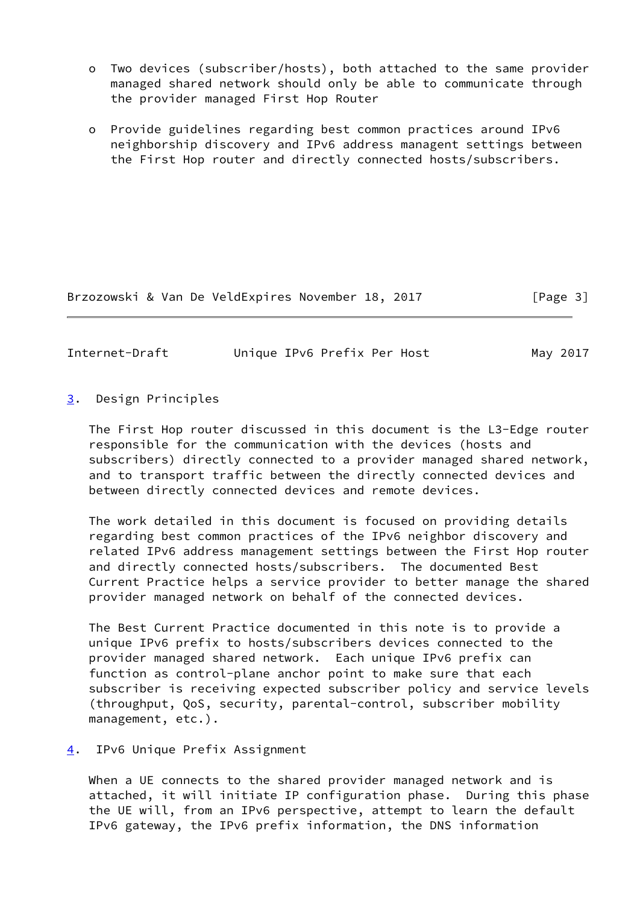- Two devices (subscriber/hosts), both attached to the same provider managed shared network should only be able to communicate through the provider managed First Hop Router

- Provide guidelines regarding best common practices around IPv6 neighborship discovery and IPv6 address managent settings between the First Hop router and directly connected hosts/subscribers.

## 3. Design Principles

The First Hop router discussed in this document is the L3-Edge router responsible for the communication with the devices (hosts and subscribers) directly connected to a provider managed shared network, and to transport traffic between the directly connected devices and between directly connected devices and remote devices.

The work detailed in this document is focused on providing details regarding best common practices of the IPv6 neighbor discovery and related IPv6 address management settings between the First Hop router and directly connected hosts/subscribers. The documented Best Current Practice helps a service provider to better manage the shared provider managed network on behalf of the connected devices.

The Best Current Practice documented in this note is to provide a unique IPv6 prefix to hosts/subscribers devices connected to the provider managed shared network. Each unique IPv6 prefix can function as control-plane anchor point to make sure that each subscriber is receiving expected subscriber policy and service levels (throughput, QoS, security, parental-control, subscriber mobility management, etc.).

## 4. IPv6 Unique Prefix Assignment

When a UE connects to the shared provider managed network and is attached, it will initiate IP configuration phase. During this phase the UE will, from an IPv6 perspective, attempt to learn the default IPv6 gateway, the IPv6 prefix information, the DNS information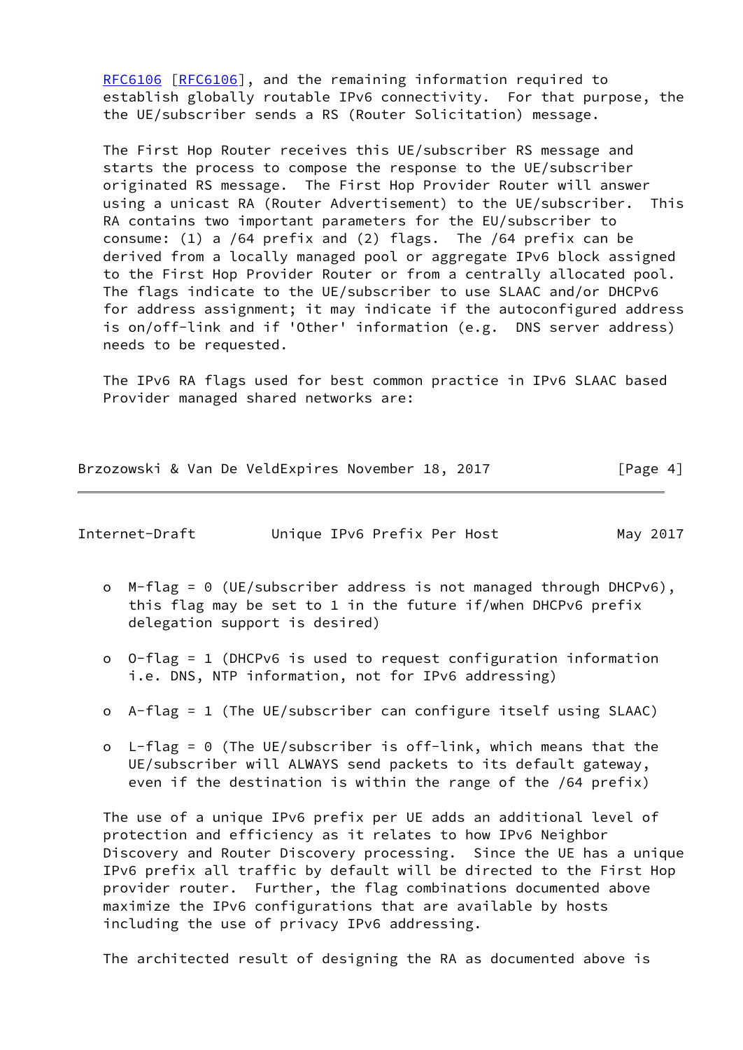RFC6106 [RFC6106], and the remaining information required to establish globally routable IPv6 connectivity. For that purpose, the the UE/subscriber sends a RS (Router Solicitation) message.

The First Hop Router receives this UE/subscriber RS message and starts the process to compose the response to the UE/subscriber originated RS message. The First Hop Provider Router will answer using a unicast RA (Router Advertisement) to the UE/subscriber. This RA contains two important parameters for the EU/subscriber to consume: (1) a /64 prefix and (2) flags. The /64 prefix can be derived from a locally managed pool or aggregate IPv6 block assigned to the First Hop Provider Router or from a centrally allocated pool. The flags indicate to the UE/subscriber to use SLAAC and/or DHCPv6 for address assignment; it may indicate if the autoconfigured address is on/off-link and if 'Other' information (e.g. DNS server address) needs to be requested.

The IPv6 RA flags used for best common practice in IPv6 SLAAC based Provider managed shared networks are:

- M-flag = 0 (UE/subscriber address is not managed through DHCPv6), this flag may be set to 1 in the future if/when DHCPv6 prefix delegation support is desired)

- O-flag = 1 (DHCPv6 is used to request configuration information i.e. DNS, NTP information, not for IPv6 addressing)

- A-flag = 1 (The UE/subscriber can configure itself using SLAAC)

- L-flag = 0 (The UE/subscriber is off-link, which means that the UE/subscriber will ALWAYS send packets to its default gateway, even if the destination is within the range of the /64 prefix)

The use of a unique IPv6 prefix per UE adds an additional level of protection and efficiency as it relates to how IPv6 Neighbor Discovery and Router Discovery processing. Since the UE has a unique IPv6 prefix all traffic by default will be directed to the First Hop provider router. Further, the flag combinations documented above maximize the IPv6 configurations that are available by hosts including the use of privacy IPv6 addressing.

The architected result of designing the RA as documented above is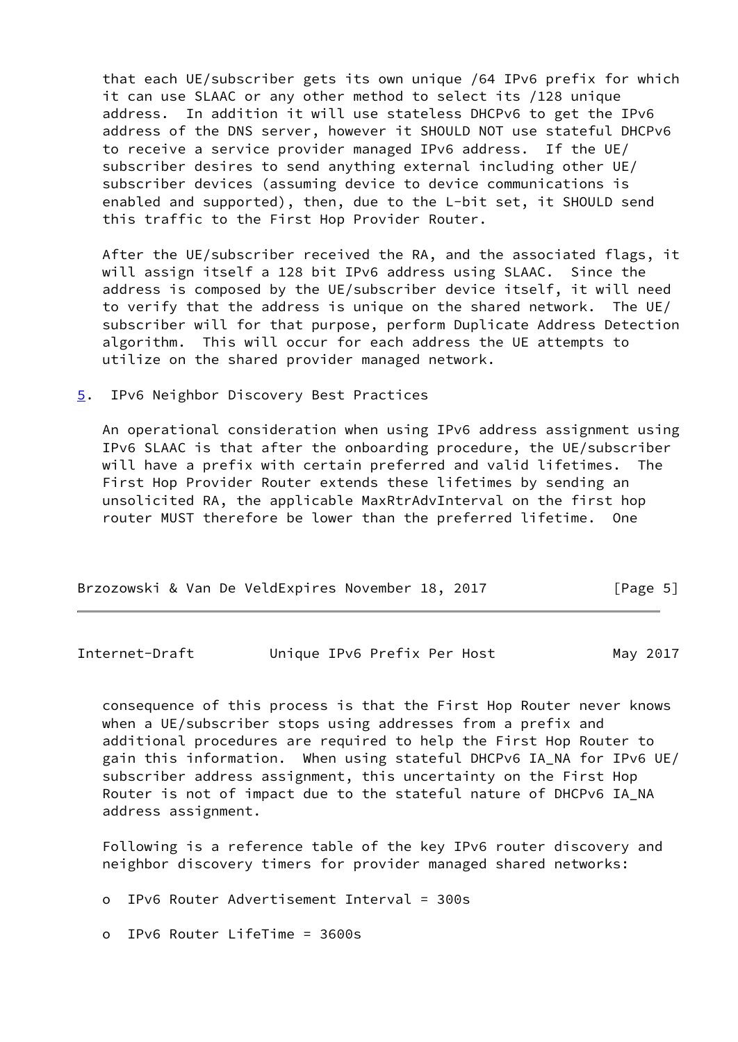that each UE/subscriber gets its own unique /64 IPv6 prefix for which it can use SLAAC or any other method to select its /128 unique address. In addition it will use stateless DHCPv6 to get the IPv6 address of the DNS server, however it SHOULD NOT use stateful DHCPv6 to receive a service provider managed IPv6 address. If the UE/subscriber desires to send anything external including other UE/subscriber devices (assuming device to device communications is enabled and supported), then, due to the L-bit set, it SHOULD send this traffic to the First Hop Provider Router.

After the UE/subscriber received the RA, and the associated flags, it will assign itself a 128 bit IPv6 address using SLAAC. Since the address is composed by the UE/subscriber device itself, it will need to verify that the address is unique on the shared network. The UE/subscriber will for that purpose, perform Duplicate Address Detection algorithm. This will occur for each address the UE attempts to utilize on the shared provider managed network.

## 5. IPv6 Neighbor Discovery Best Practices

An operational consideration when using IPv6 address assignment using IPv6 SLAAC is that after the onboarding procedure, the UE/subscriber will have a prefix with certain preferred and valid lifetimes. The First Hop Provider Router extends these lifetimes by sending an unsolicited RA, the applicable MaxRtrAdvInterval on the first hop router MUST therefore be lower than the preferred lifetime. One consequence of this process is that the First Hop Router never knows when a UE/subscriber stops using addresses from a prefix and additional procedures are required to help the First Hop Router to gain this information. When using stateful DHCPv6 IA_NA for IPv6 UE/subscriber address assignment, this uncertainty on the First Hop Router is not of impact due to the stateful nature of DHCPv6 IA_NA address assignment.

Following is a reference table of the key IPv6 router discovery and neighbor discovery timers for provider managed shared networks:

- IPv6 Router Advertisement Interval = 300s
- IPv6 Router LifeTime = 3600s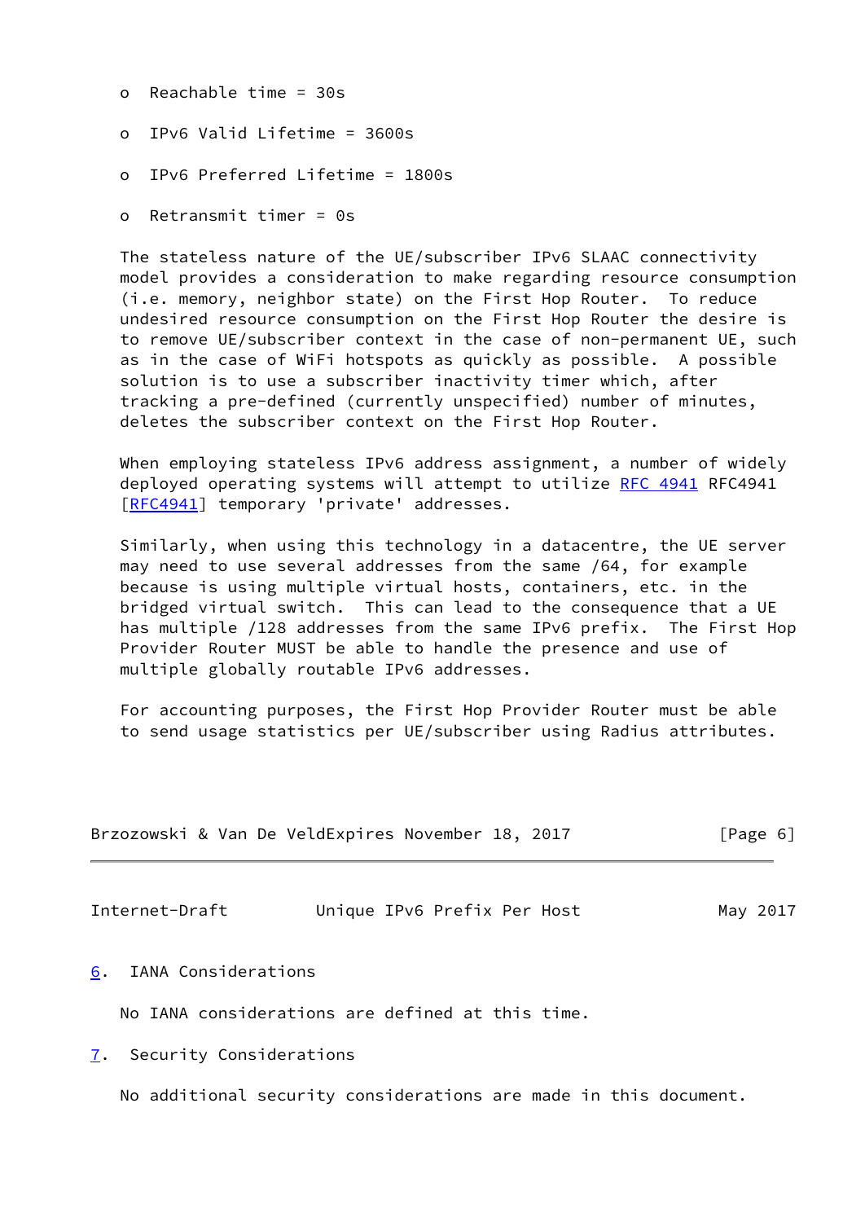- Reachable time = 30s
- IPv6 Valid Lifetime = 3600s
- IPv6 Preferred Lifetime = 1800s
- Retransmit timer = 0s

The stateless nature of the UE/subscriber IPv6 SLAAC connectivity model provides a consideration to make regarding resource consumption (i.e. memory, neighbor state) on the First Hop Router. To reduce undesired resource consumption on the First Hop Router the desire is to remove UE/subscriber context in the case of non-permanent UE, such as in the case of WiFi hotspots as quickly as possible. A possible solution is to use a subscriber inactivity timer which, after tracking a pre-defined (currently unspecified) number of minutes, deletes the subscriber context on the First Hop Router.

When employing stateless IPv6 address assignment, a number of widely deployed operating systems will attempt to utilize RFC 4941 RFC4941 [RFC4941] temporary 'private' addresses.

Similarly, when using this technology in a datacentre, the UE server may need to use several addresses from the same /64, for example because is using multiple virtual hosts, containers, etc. in the bridged virtual switch. This can lead to the consequence that a UE has multiple /128 addresses from the same IPv6 prefix. The First Hop Provider Router MUST be able to handle the presence and use of multiple globally routable IPv6 addresses.

For accounting purposes, the First Hop Provider Router must be able to send usage statistics per UE/subscriber using Radius attributes.

## 6. IANA Considerations

No IANA considerations are defined at this time.

## 7. Security Considerations

No additional security considerations are made in this document.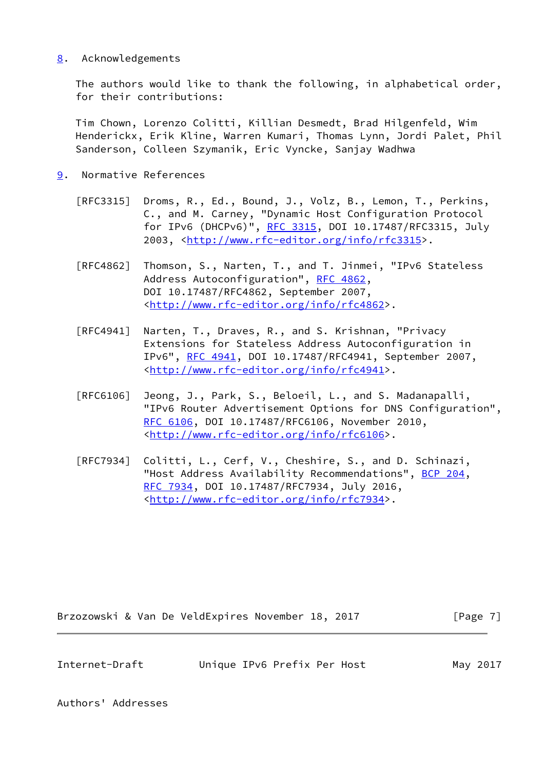## 8. Acknowledgements

The authors would like to thank the following, in alphabetical order, for their contributions:

Tim Chown, Lorenzo Colitti, Killian Desmedt, Brad Hilgenfeld, Wim Henderickx, Erik Kline, Warren Kumari, Thomas Lynn, Jordi Palet, Phil Sanderson, Colleen Szymanik, Eric Vyncke, Sanjay Wadhwa

## 9. Normative References

[RFC3315] Droms, R., Ed., Bound, J., Volz, B., Lemon, T., Perkins, C., and M. Carney, "Dynamic Host Configuration Protocol for IPv6 (DHCPv6)", RFC 3315, DOI 10.17487/RFC3315, July 2003, <http://www.rfc-editor.org/info/rfc3315>.

[RFC4862] Thomson, S., Narten, T., and T. Jinmei, "IPv6 Stateless Address Autoconfiguration", RFC 4862, DOI 10.17487/RFC4862, September 2007, <http://www.rfc-editor.org/info/rfc4862>.

[RFC4941] Narten, T., Draves, R., and S. Krishnan, "Privacy Extensions for Stateless Address Autoconfiguration in IPv6", RFC 4941, DOI 10.17487/RFC4941, September 2007, <http://www.rfc-editor.org/info/rfc4941>.

[RFC6106] Jeong, J., Park, S., Beloeil, L., and S. Madanapalli, "IPv6 Router Advertisement Options for DNS Configuration", RFC 6106, DOI 10.17487/RFC6106, November 2010, <http://www.rfc-editor.org/info/rfc6106>.

[RFC7934] Colitti, L., Cerf, V., Cheshire, S., and D. Schinazi, "Host Address Availability Recommendations", BCP 204, RFC 7934, DOI 10.17487/RFC7934, July 2016, <http://www.rfc-editor.org/info/rfc7934>.

Authors' Addresses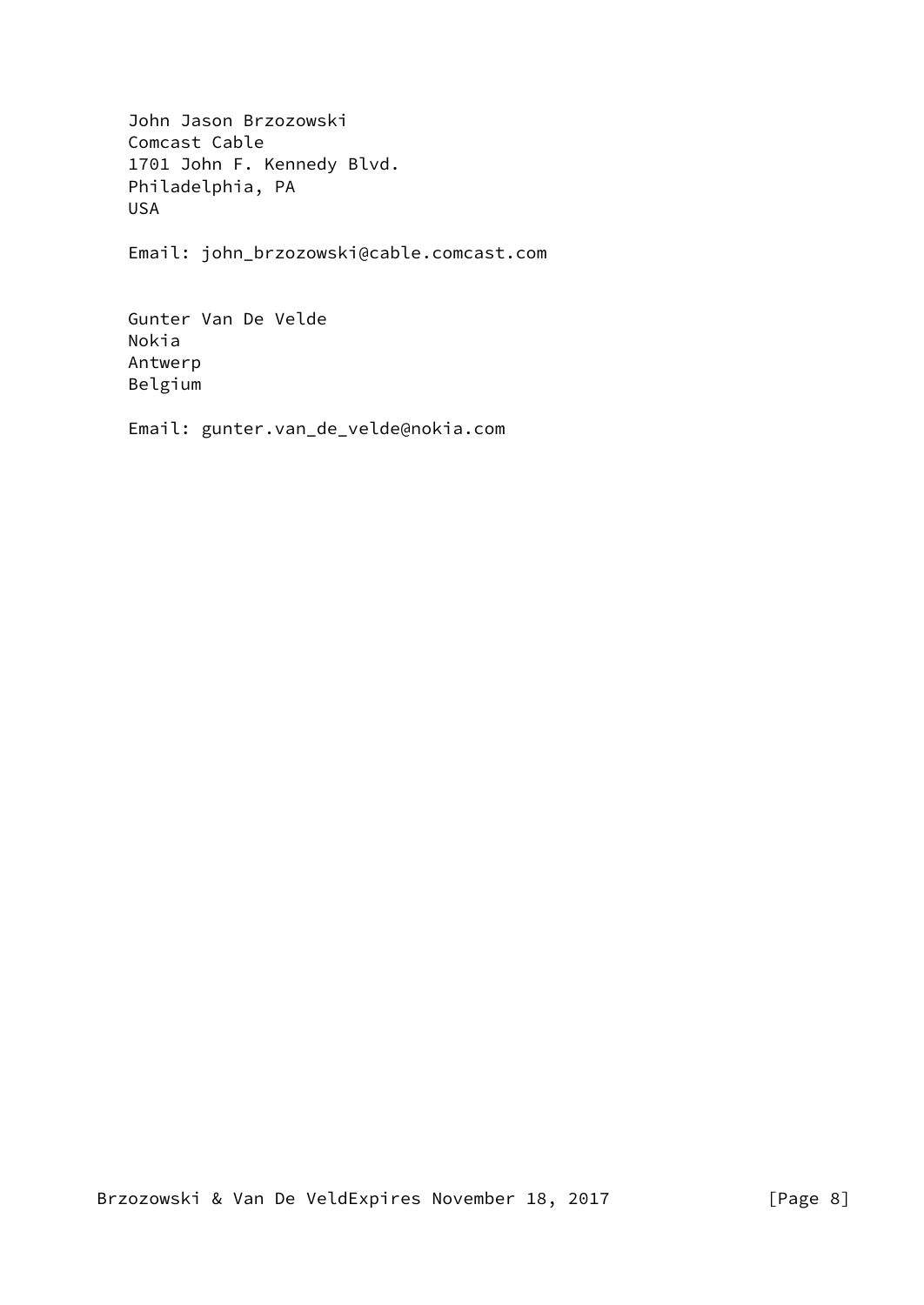John Jason Brzozowski
Comcast Cable
1701 John F. Kennedy Blvd.
Philadelphia, PA
USA

Email: john_brzozowski@cable.comcast.com

Gunter Van De Velde
Nokia
Antwerp
Belgium

Email: gunter.van_de_velde@nokia.com